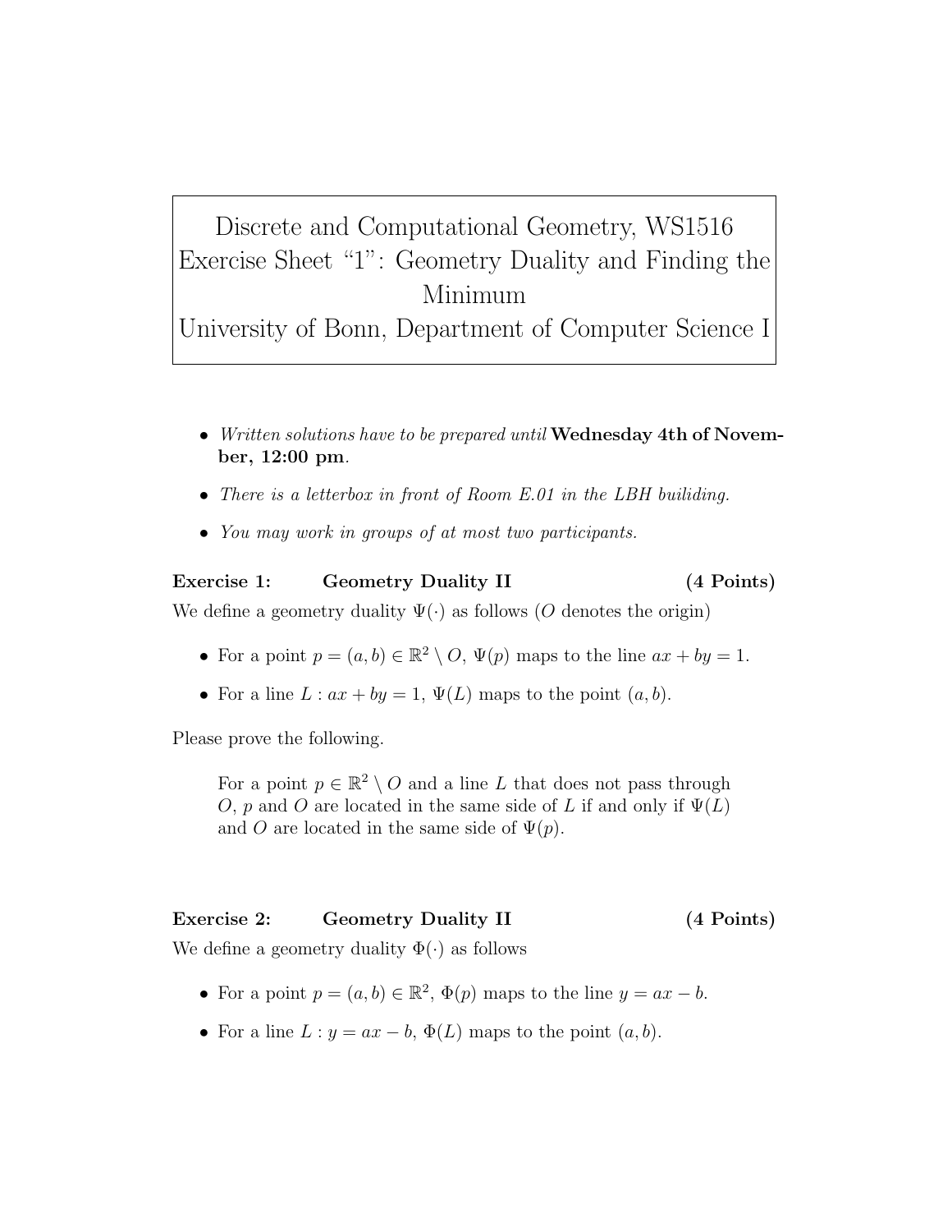# Discrete and Computational Geometry, WS1516
# Exercise Sheet "1": Geometry Duality and Finding the Minimum
# University of Bonn, Department of Computer Science I

- *Written solutions have to be prepared until* **Wednesday 4th of November, 12:00 pm**.
- *There is a letterbox in front of Room E.01 in the LBH builiding.*
- *You may work in groups of at most two participants.*

**Exercise 1: Geometry Duality II (4 Points)**

We define a geometry duality $\Psi(\cdot)$ as follows ($O$ denotes the origin)

- For a point $p = (a, b) \in \mathbb{R}^2 \setminus O$, $\Psi(p)$ maps to the line $ax + by = 1$.
- For a line $L : ax + by = 1$, $\Psi(L)$ maps to the point $(a, b)$.

Please prove the following.

> For a point $p \in \mathbb{R}^2 \setminus O$ and a line $L$ that does not pass through $O$, $p$ and $O$ are located in the same side of $L$ if and only if $\Psi(L)$ and $O$ are located in the same side of $\Psi(p)$.

**Exercise 2: Geometry Duality II (4 Points)**

We define a geometry duality $\Phi(\cdot)$ as follows

- For a point $p = (a, b) \in \mathbb{R}^2$, $\Phi(p)$ maps to the line $y = ax - b$.
- For a line $L : y = ax - b$, $\Phi(L)$ maps to the point $(a, b)$.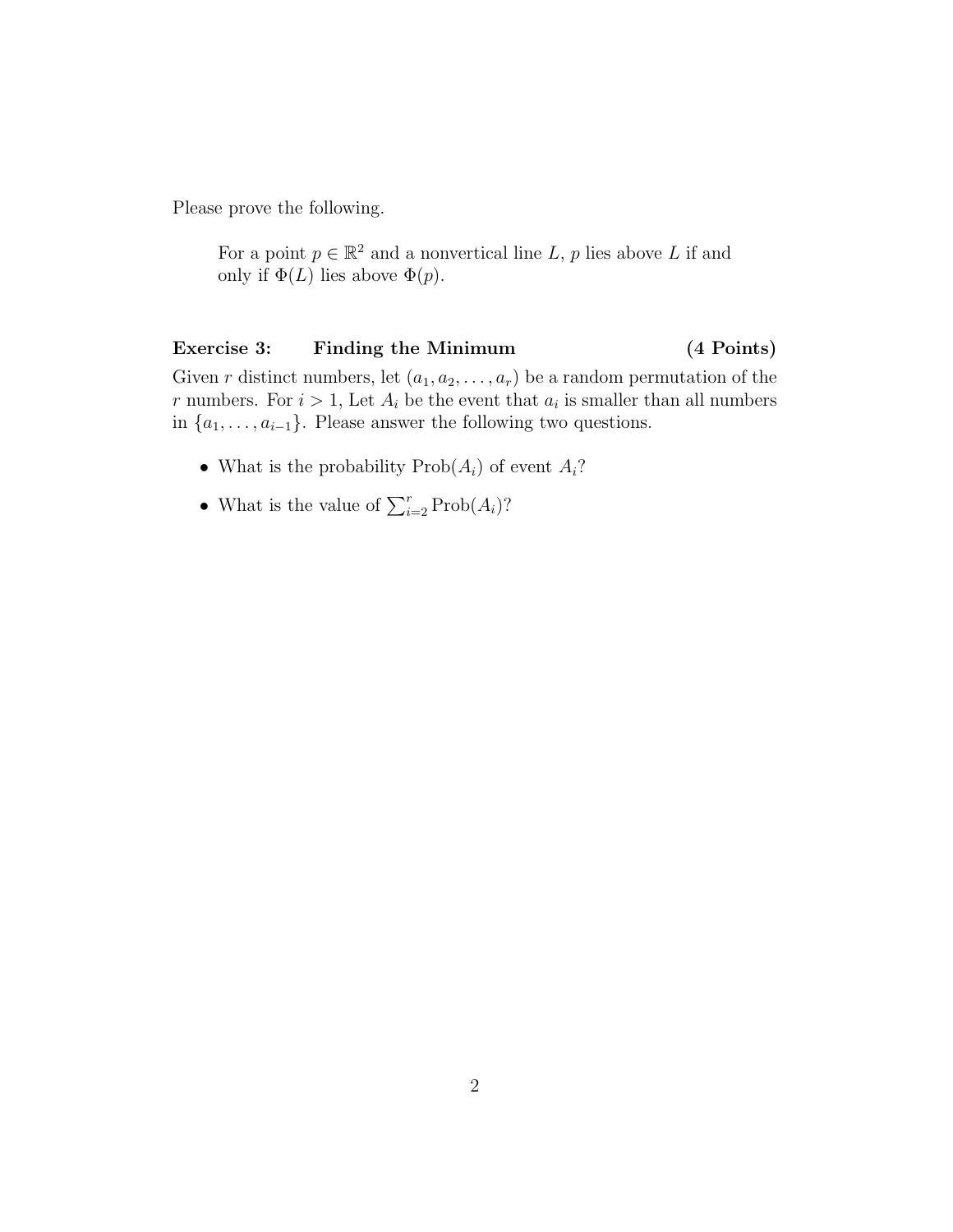Please prove the following.

> For a point $p \in \mathbb{R}^2$ and a nonvertical line $L$, $p$ lies above $L$ if and only if $\Phi(L)$ lies above $\Phi(p)$.

**Exercise 3: Finding the Minimum (4 Points)**

Given $r$ distinct numbers, let $(a_1, a_2, \ldots, a_r)$ be a random permutation of the $r$ numbers. For $i > 1$, Let $A_i$ be the event that $a_i$ is smaller than all numbers in $\{a_1, \ldots, a_{i-1}\}$. Please answer the following two questions.

- What is the probability $\text{Prob}(A_i)$ of event $A_i$?
- What is the value of $\sum_{i=2}^{r} \text{Prob}(A_i)$?